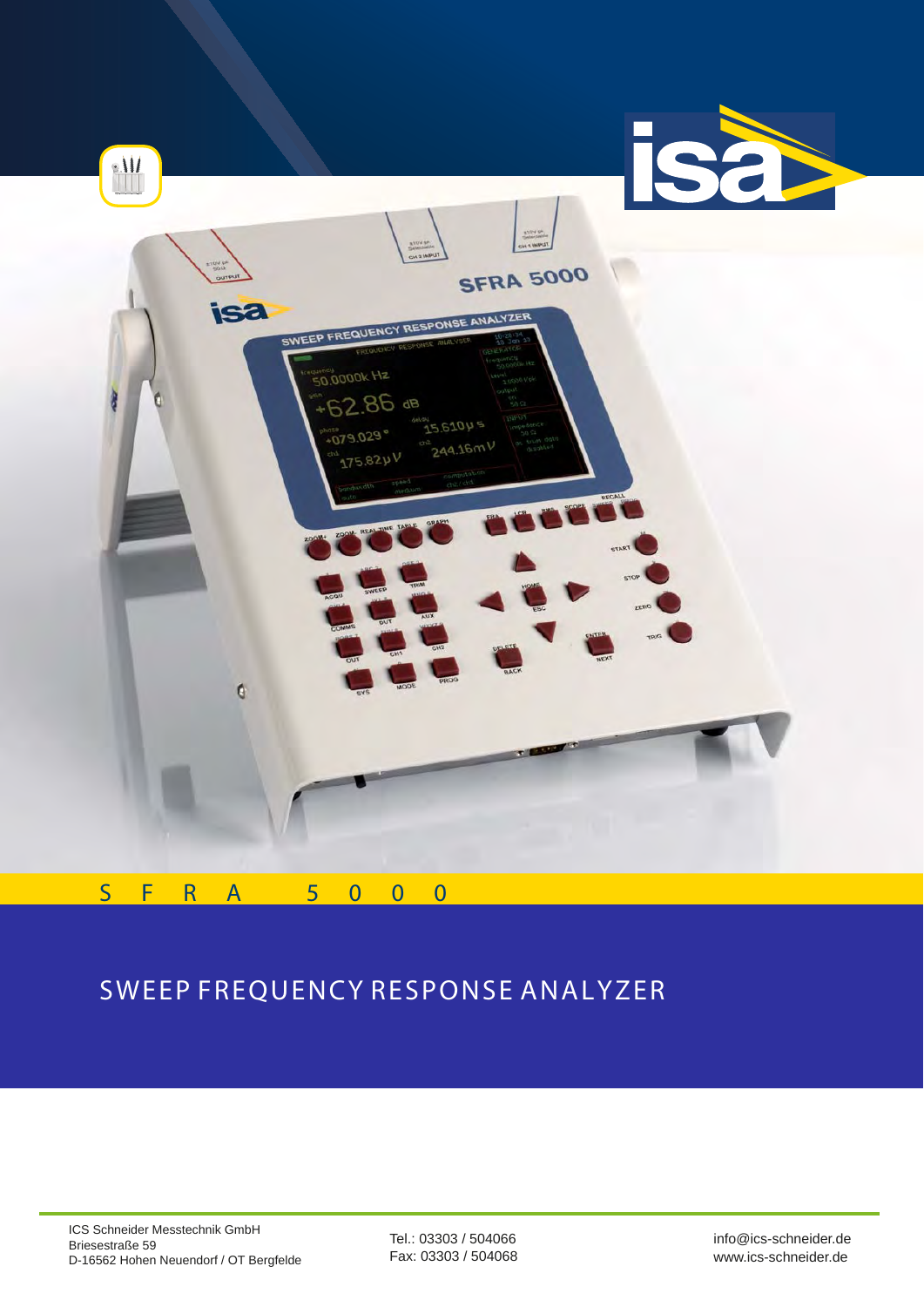# SFRA 5000

## SWEEP FREQUENCY RESPONSE ANALYZER

ICS Schneider Messtechnik GmbH
Briesestraße 59
D-16562 Hohen Neuendorf / OT Bergfelde

Tel.: 03303 / 504066
Fax: 03303 / 504068

info@ics-schneider.de
www.ics-schneider.de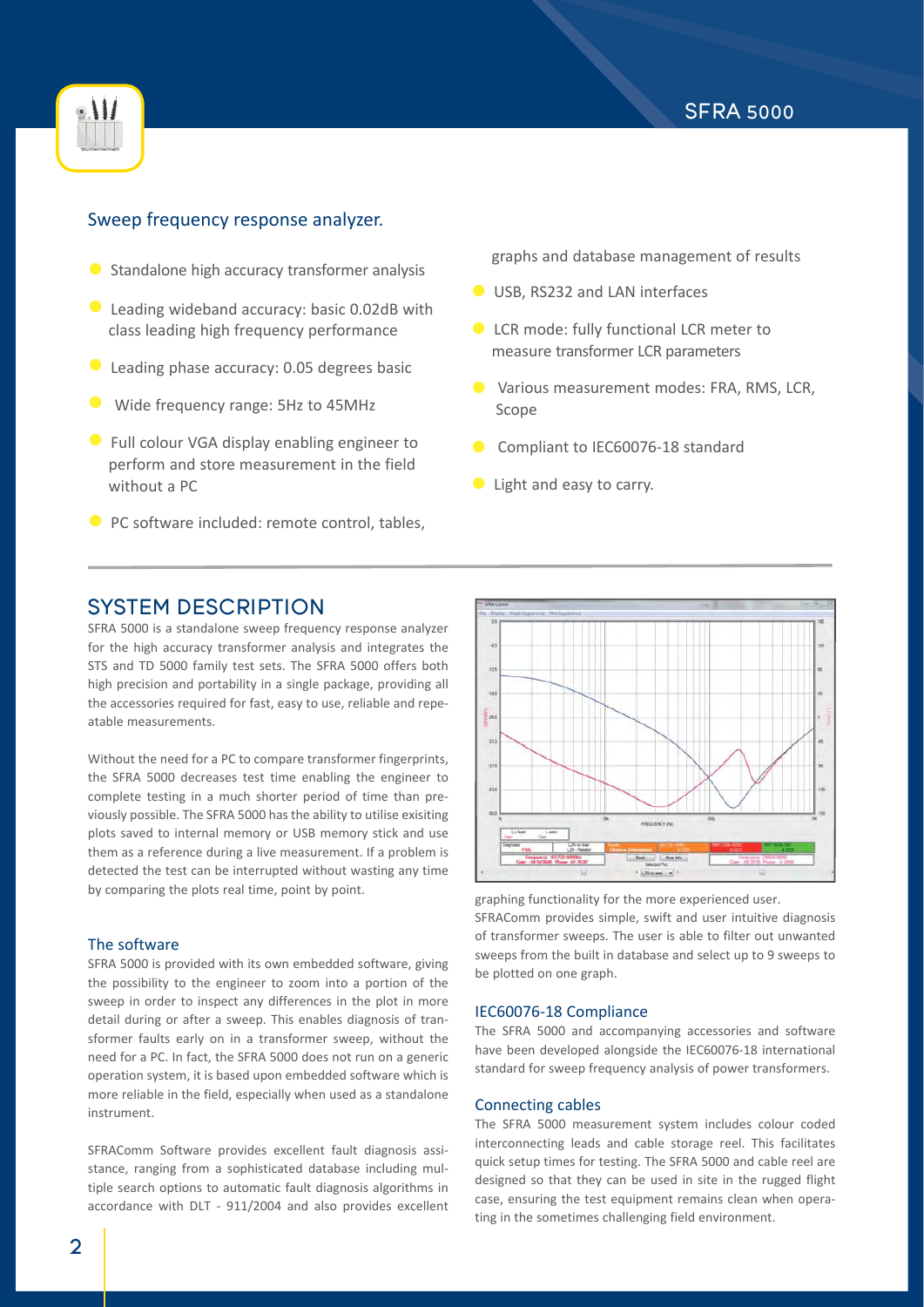## Sweep frequency response analyzer.

- Standalone high accuracy transformer analysis
- Leading wideband accuracy: basic 0.02dB with class leading high frequency performance
- Leading phase accuracy: 0.05 degrees basic
- Wide frequency range: 5Hz to 45MHz
- Full colour VGA display enabling engineer to perform and store measurement in the field without a PC
- PC software included: remote control, tables, graphs and database management of results
- USB, RS232 and LAN interfaces
- LCR mode: fully functional LCR meter to measure transformer LCR parameters
- Various measurement modes: FRA, RMS, LCR, Scope
- Compliant to IEC60076-18 standard
- Light and easy to carry.

# SYSTEM DESCRIPTION

SFRA 5000 is a standalone sweep frequency response analyzer for the high accuracy transformer analysis and integrates the STS and TD 5000 family test sets. The SFRA 5000 offers both high precision and portability in a single package, providing all the accessories required for fast, easy to use, reliable and repeatable measurements.

Without the need for a PC to compare transformer fingerprints, the SFRA 5000 decreases test time enabling the engineer to complete testing in a much shorter period of time than previously possible. The SFRA 5000 has the ability to utilise exisiting plots saved to internal memory or USB memory stick and use them as a reference during a live measurement. If a problem is detected the test can be interrupted without wasting any time by comparing the plots real time, point by point.

### The software

SFRA 5000 is provided with its own embedded software, giving the possibility to the engineer to zoom into a portion of the sweep in order to inspect any differences in the plot in more detail during or after a sweep. This enables diagnosis of transformer faults early on in a transformer sweep, without the need for a PC. In fact, the SFRA 5000 does not run on a generic operation system, it is based upon embedded software which is more reliable in the field, especially when used as a standalone instrument.

SFRAComm Software provides excellent fault diagnosis assistance, ranging from a sophisticated database including multiple search options to automatic fault diagnosis algorithms in accordance with DLT - 911/2004 and also provides excellent graphing functionality for the more experienced user. SFRAComm provides simple, swift and user intuitive diagnosis of transformer sweeps. The user is able to filter out unwanted sweeps from the built in database and select up to 9 sweeps to be plotted on one graph.

### IEC60076-18 Compliance

The SFRA 5000 and accompanying accessories and software have been developed alongside the IEC60076-18 international standard for sweep frequency analysis of power transformers.

### Connecting cables

The SFRA 5000 measurement system includes colour coded interconnecting leads and cable storage reel. This facilitates quick setup times for testing. The SFRA 5000 and cable reel are designed so that they can be used in site in the rugged flight case, ensuring the test equipment remains clean when operating in the sometimes challenging field environment.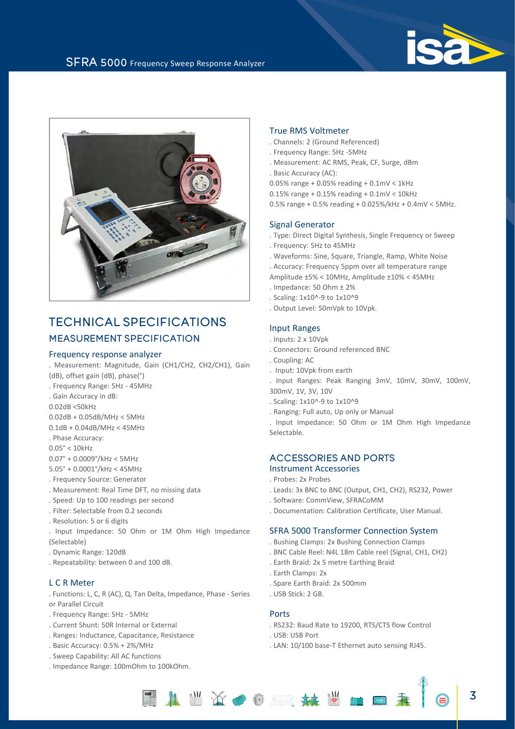# TECHNICAL SPECIFICATIONS

## MEASUREMENT SPECIFICATION

### Frequency response analyzer

. Measurement: Magnitude, Gain (CH1/CH2, CH2/CH1), Gain (dB), offset gain (dB), phase(°)
. Frequency Range: 5Hz - 45MHz
. Gain Accuracy in dB:
0.02dB <50kHz
0.02dB + 0.05dB/MHz < 5MHz
0.1dB + 0.04dB/MHz < 45MHz
. Phase Accuracy:
0.05° < 10kHz
0.07° + 0.0009°/kHz < 5MHz
5.05° + 0.0001°/kHz < 45MHz
. Frequency Source: Generator
. Measurement: Real Time DFT, no missing data
. Speed: Up to 100 readings per second
. Filter: Selectable from 0.2 seconds
. Resolution: 5 or 6 digits
. Input Impedance: 50 Ohm or 1M Ohm High Impedance (Selectable)
. Dynamic Range: 120dB
. Repeatability: between 0 and 100 dB.

### L C R Meter

. Functions: L, C, R (AC), Q, Tan Delta, Impedance, Phase - Series or Parallel Circuit
. Frequency Range: 5Hz - 5MHz
. Current Shunt: 50R Internal or External
. Ranges: Inductance, Capacitance, Resistance
. Basic Accuracy: 0.5% + 2%/MHz
. Sweep Capability: All AC functions
. Impedance Range: 100mOhm to 100kOhm.

### True RMS Voltmeter

. Channels: 2 (Ground Referenced)
. Frequency Range: 5Hz -5MHz
. Measurement: AC RMS, Peak, CF, Surge, dBm
. Basic Accuracy (AC):
0.05% range + 0.05% reading + 0.1mV < 1kHz
0.15% range + 0.15% reading + 0.1mV < 10kHz
0.5% range + 0.5% reading + 0.025%/kHz + 0.4mV < 5MHz.

### Signal Generator

. Type: Direct Digital Synthesis, Single Frequency or Sweep
. Frequency: 5Hz to 45MHz
. Waveforms: Sine, Square, Triangle, Ramp, White Noise
. Accuracy: Frequency 5ppm over all temperature range
Amplitude ±5% < 10MHz, Amplitude ±10% < 45MHz
. Impedance: 50 Ohm ± 2%
. Scaling: 1x10^-9 to 1x10^9
. Output Level: 50mVpk to 10Vpk.

### Input Ranges

. Inputs: 2 x 10Vpk
. Connectors: Ground referenced BNC
. Coupling: AC
. Input: 10Vpk from earth
. Input Ranges: Peak Ranging 3mV, 10mV, 30mV, 100mV, 300mV, 1V, 3V, 10V
. Scaling: 1x10^-9 to 1x10^9
. Ranging: Full auto, Up only or Manual
. Input Impedance: 50 Ohm or 1M Ohm High Impedance Selectable.

## ACCESSORIES AND PORTS

### Instrument Accessories

. Probes: 2x Probes
. Leads: 3x BNC to BNC (Output, CH1, CH2), RS232, Power
. Software: CommView, SFRACoMM
. Documentation: Calibration Certificate, User Manual.

### SFRA 5000 Transformer Connection System

. Bushing Clamps: 2x Bushing Connection Clamps
. BNC Cable Reel: N4L 18m Cable reel (Signal, CH1, CH2)
. Earth Braid: 2x 5 metre Earthing Braid
. Earth Clamps: 2x
. Spare Earth Braid: 2x 500mm
. USB Stick: 2 GB.

### Ports

. RS232: Baud Rate to 19200, RTS/CTS flow Control
. USB: USB Port
. LAN: 10/100 base-T Ethernet auto sensing RJ45.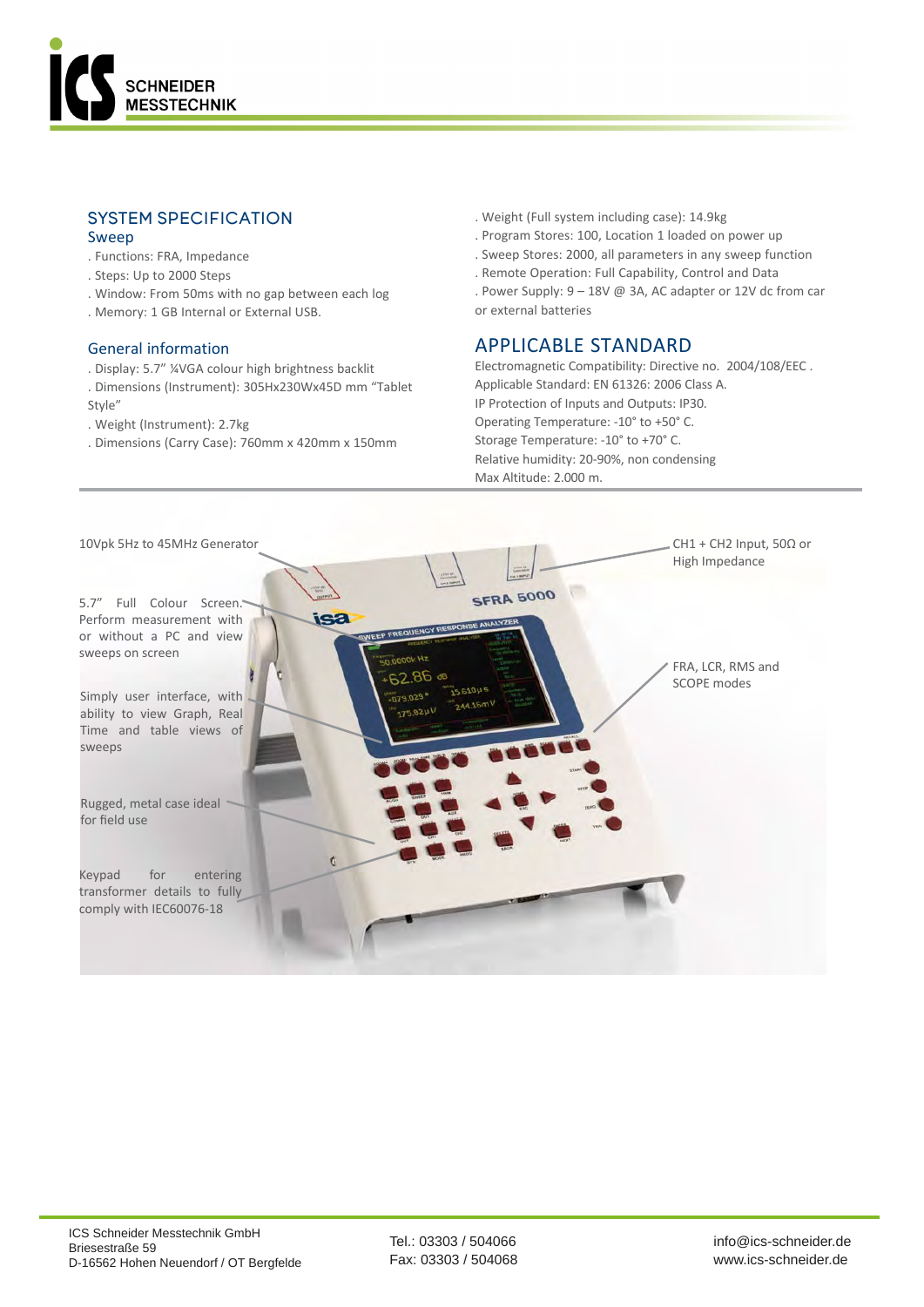## SYSTEM SPECIFICATION

### Sweep

. Functions: FRA, Impedance

. Steps: Up to 2000 Steps

. Window: From 50ms with no gap between each log

. Memory: 1 GB Internal or External USB.

### General information

. Display: 5.7” ¼VGA colour high brightness backlit

. Dimensions (Instrument): 305Hx230Wx45D mm “Tablet Style”

. Weight (Instrument): 2.7kg

. Dimensions (Carry Case): 760mm x 420mm x 150mm

. Weight (Full system including case): 14.9kg

. Program Stores: 100, Location 1 loaded on power up

. Sweep Stores: 2000, all parameters in any sweep function

. Remote Operation: Full Capability, Control and Data

. Power Supply: 9 – 18V @ 3A, AC adapter or 12V dc from car or external batteries

## APPLICABLE STANDARD

Electromagnetic Compatibility: Directive no. 2004/108/EEC .
Applicable Standard: EN 61326: 2006 Class A.
IP Protection of Inputs and Outputs: IP30.
Operating Temperature: -10° to +50° C.
Storage Temperature: -10° to +70° C.
Relative humidity: 20-90%, non condensing
Max Altitude: 2.000 m.

10Vpk 5Hz to 45MHz Generator

CH1 + CH2 Input, 50Ω or High Impedance

5.7” Full Colour Screen. Perform measurement with or without a PC and view sweeps on screen

FRA, LCR, RMS and SCOPE modes

Simply user interface, with ability to view Graph, Real Time and table views of sweeps

Rugged, metal case ideal for field use

Keypad for entering transformer details to fully comply with IEC60076-18

ICS Schneider Messtechnik GmbH
Briesestraße 59
D-16562 Hohen Neuendorf / OT Bergfelde

Tel.: 03303 / 504066
Fax: 03303 / 504068

info@ics-schneider.de
www.ics-schneider.de